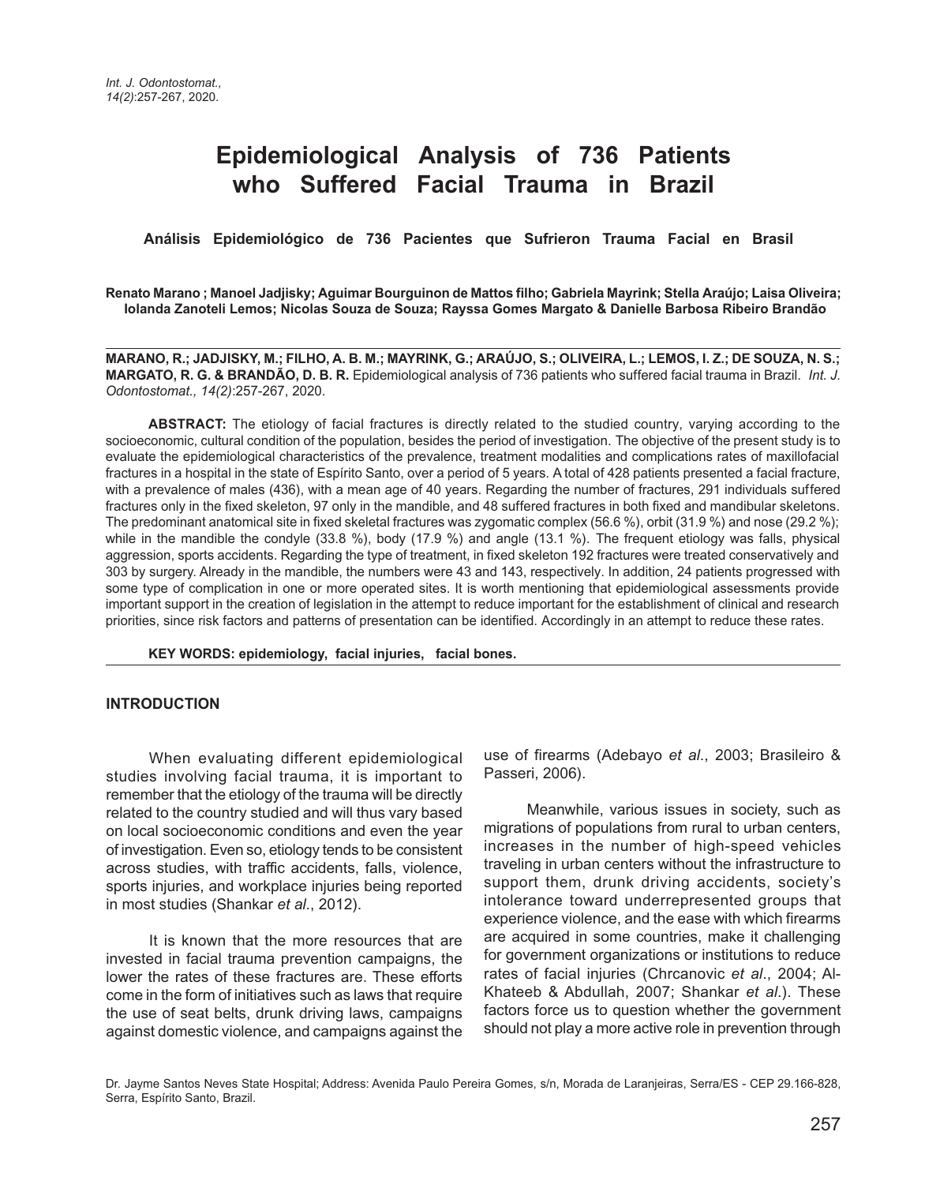# Epidemiological Analysis of 736 Patients who Suffered Facial Trauma in Brazil

### Análisis Epidemiológico de 736 Pacientes que Sufrieron Trauma Facial en Brasil

**Renato Marano ; Manoel Jadjisky; Aguimar Bourguinon de Mattos filho; Gabriela Mayrink; Stella Araújo; Laisa Oliveira; Iolanda Zanoteli Lemos; Nicolas Souza de Souza; Rayssa Gomes Margato & Danielle Barbosa Ribeiro Brandão**

**MARANO, R.; JADJISKY, M.; FILHO, A. B. M.; MAYRINK, G.; ARAÚJO, S.; OLIVEIRA, L.; LEMOS, I. Z.; DE SOUZA, N. S.; MARGATO, R. G. & BRANDÃO, D. B. R.** Epidemiological analysis of 736 patients who suffered facial trauma in Brazil. *Int. J. Odontostomat., 14(2)*:257-267, 2020.

**ABSTRACT:** The etiology of facial fractures is directly related to the studied country, varying according to the socioeconomic, cultural condition of the population, besides the period of investigation. The objective of the present study is to evaluate the epidemiological characteristics of the prevalence, treatment modalities and complications rates of maxillofacial fractures in a hospital in the state of Espírito Santo, over a period of 5 years. A total of 428 patients presented a facial fracture, with a prevalence of males (436), with a mean age of 40 years. Regarding the number of fractures, 291 individuals suffered fractures only in the fixed skeleton, 97 only in the mandible, and 48 suffered fractures in both fixed and mandibular skeletons. The predominant anatomical site in fixed skeletal fractures was zygomatic complex (56.6 %), orbit (31.9 %) and nose (29.2 %); while in the mandible the condyle (33.8 %), body (17.9 %) and angle (13.1 %). The frequent etiology was falls, physical aggression, sports accidents. Regarding the type of treatment, in fixed skeleton 192 fractures were treated conservatively and 303 by surgery. Already in the mandible, the numbers were 43 and 143, respectively. In addition, 24 patients progressed with some type of complication in one or more operated sites. It is worth mentioning that epidemiological assessments provide important support in the creation of legislation in the attempt to reduce important for the establishment of clinical and research priorities, since risk factors and patterns of presentation can be identified. Accordingly in an attempt to reduce these rates.

**KEY WORDS: epidemiology, facial injuries, facial bones.**

## INTRODUCTION

When evaluating different epidemiological studies involving facial trauma, it is important to remember that the etiology of the trauma will be directly related to the country studied and will thus vary based on local socioeconomic conditions and even the year of investigation. Even so, etiology tends to be consistent across studies, with traffic accidents, falls, violence, sports injuries, and workplace injuries being reported in most studies (Shankar *et al*., 2012).

It is known that the more resources that are invested in facial trauma prevention campaigns, the lower the rates of these fractures are. These efforts come in the form of initiatives such as laws that require the use of seat belts, drunk driving laws, campaigns against domestic violence, and campaigns against the use of firearms (Adebayo *et al*., 2003; Brasileiro & Passeri, 2006).

Meanwhile, various issues in society, such as migrations of populations from rural to urban centers, increases in the number of high-speed vehicles traveling in urban centers without the infrastructure to support them, drunk driving accidents, society's intolerance toward underrepresented groups that experience violence, and the ease with which firearms are acquired in some countries, make it challenging for government organizations or institutions to reduce rates of facial injuries (Chrcanovic *et al*., 2004; Al-Khateeb & Abdullah, 2007; Shankar *et al*.). These factors force us to question whether the government should not play a more active role in prevention through

Dr. Jayme Santos Neves State Hospital; Address: Avenida Paulo Pereira Gomes, s/n, Morada de Laranjeiras, Serra/ES - CEP 29.166-828, Serra, Espírito Santo, Brazil.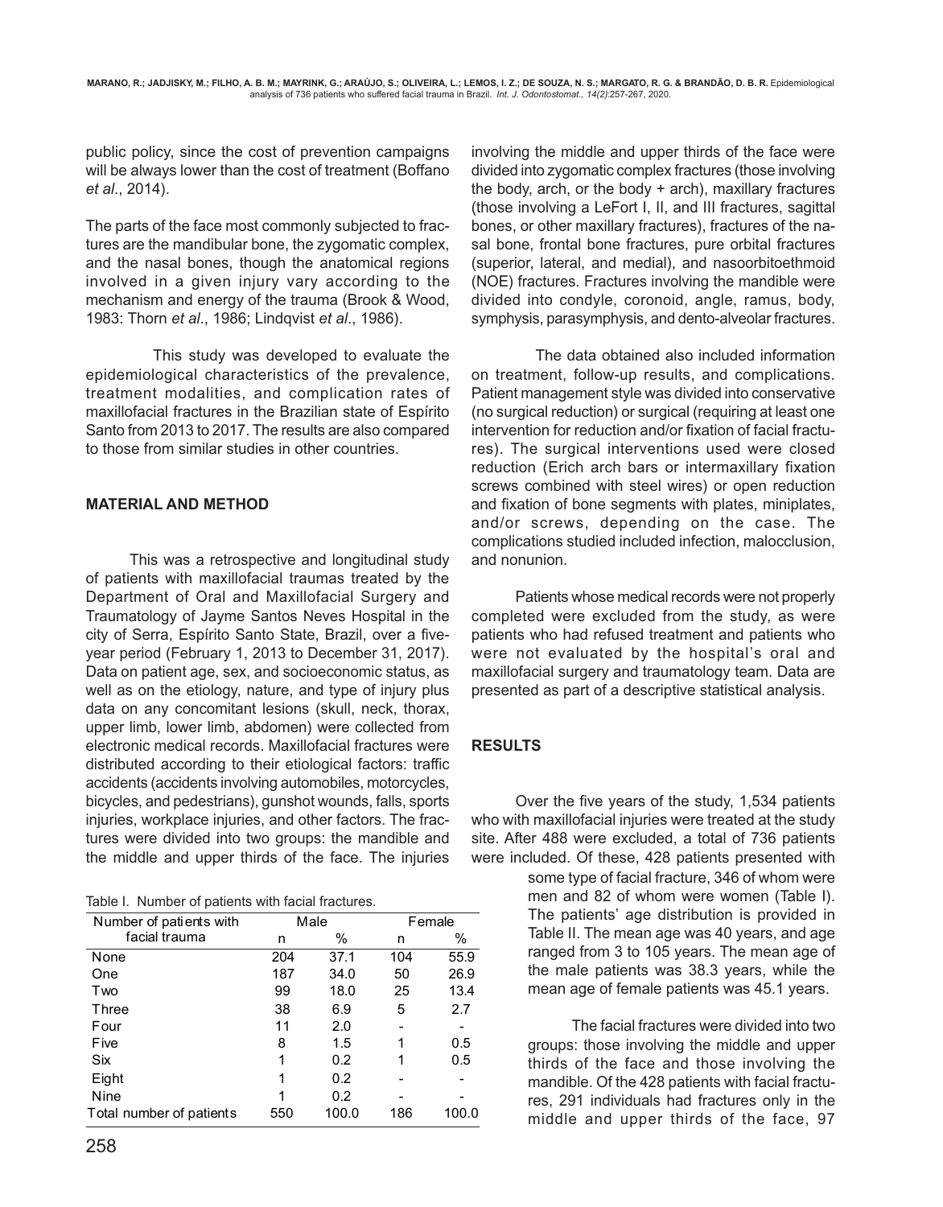public policy, since the cost of prevention campaigns will be always lower than the cost of treatment (Boffano *et al*., 2014).

The parts of the face most commonly subjected to fractures are the mandibular bone, the zygomatic complex, and the nasal bones, though the anatomical regions involved in a given injury vary according to the mechanism and energy of the trauma (Brook & Wood, 1983: Thorn *et al*., 1986; Lindqvist *et al*., 1986).

This study was developed to evaluate the epidemiological characteristics of the prevalence, treatment modalities, and complication rates of maxillofacial fractures in the Brazilian state of Espírito Santo from 2013 to 2017. The results are also compared to those from similar studies in other countries.

## MATERIAL AND METHOD

This was a retrospective and longitudinal study of patients with maxillofacial traumas treated by the Department of Oral and Maxillofacial Surgery and Traumatology of Jayme Santos Neves Hospital in the city of Serra, Espírito Santo State, Brazil, over a five-year period (February 1, 2013 to December 31, 2017). Data on patient age, sex, and socioeconomic status, as well as on the etiology, nature, and type of injury plus data on any concomitant lesions (skull, neck, thorax, upper limb, lower limb, abdomen) were collected from electronic medical records. Maxillofacial fractures were distributed according to their etiological factors: traffic accidents (accidents involving automobiles, motorcycles, bicycles, and pedestrians), gunshot wounds, falls, sports injuries, workplace injuries, and other factors. The fractures were divided into two groups: the mandible and the middle and upper thirds of the face. The injuries involving the middle and upper thirds of the face were divided into zygomatic complex fractures (those involving the body, arch, or the body + arch), maxillary fractures (those involving a LeFort I, II, and III fractures, sagittal bones, or other maxillary fractures), fractures of the nasal bone, frontal bone fractures, pure orbital fractures (superior, lateral, and medial), and nasoorbitoethmoid (NOE) fractures. Fractures involving the mandible were divided into condyle, coronoid, angle, ramus, body, symphysis, parasymphysis, and dento-alveolar fractures.

The data obtained also included information on treatment, follow-up results, and complications. Patient management style was divided into conservative (no surgical reduction) or surgical (requiring at least one intervention for reduction and/or fixation of facial fractures). The surgical interventions used were closed reduction (Erich arch bars or intermaxillary fixation screws combined with steel wires) or open reduction and fixation of bone segments with plates, miniplates, and/or screws, depending on the case. The complications studied included infection, malocclusion, and nonunion.

Patients whose medical records were not properly completed were excluded from the study, as were patients who had refused treatment and patients who were not evaluated by the hospital's oral and maxillofacial surgery and traumatology team. Data are presented as part of a descriptive statistical analysis.

## RESULTS

Over the five years of the study, 1,534 patients who with maxillofacial injuries were treated at the study site. After 488 were excluded, a total of 736 patients were included. Of these, 428 patients presented with some type of facial fracture, 346 of whom were men and 82 of whom were women (Table I). The patients' age distribution is provided in Table II. The mean age was 40 years, and age ranged from 3 to 105 years. The mean age of the male patients was 38.3 years, while the mean age of female patients was 45.1 years.

Table I. Number of patients with facial fractures.

| Number of patients with facial trauma | Male | | Female | |
|---|---|---|---|---|
| | n | % | n | % |
| None | 204 | 37.1 | 104 | 55.9 |
| One | 187 | 34.0 | 50 | 26.9 |
| Two | 99 | 18.0 | 25 | 13.4 |
| Three | 38 | 6.9 | 5 | 2.7 |
| Four | 11 | 2.0 | - | - |
| Five | 8 | 1.5 | 1 | 0.5 |
| Six | 1 | 0.2 | 1 | 0.5 |
| Eight | 1 | 0.2 | - | - |
| Nine | 1 | 0.2 | - | - |
| Total number of patients | 550 | 100.0 | 186 | 100.0 |

The facial fractures were divided into two groups: those involving the middle and upper thirds of the face and those involving the mandible. Of the 428 patients with facial fractures, 291 individuals had fractures only in the middle and upper thirds of the face, 97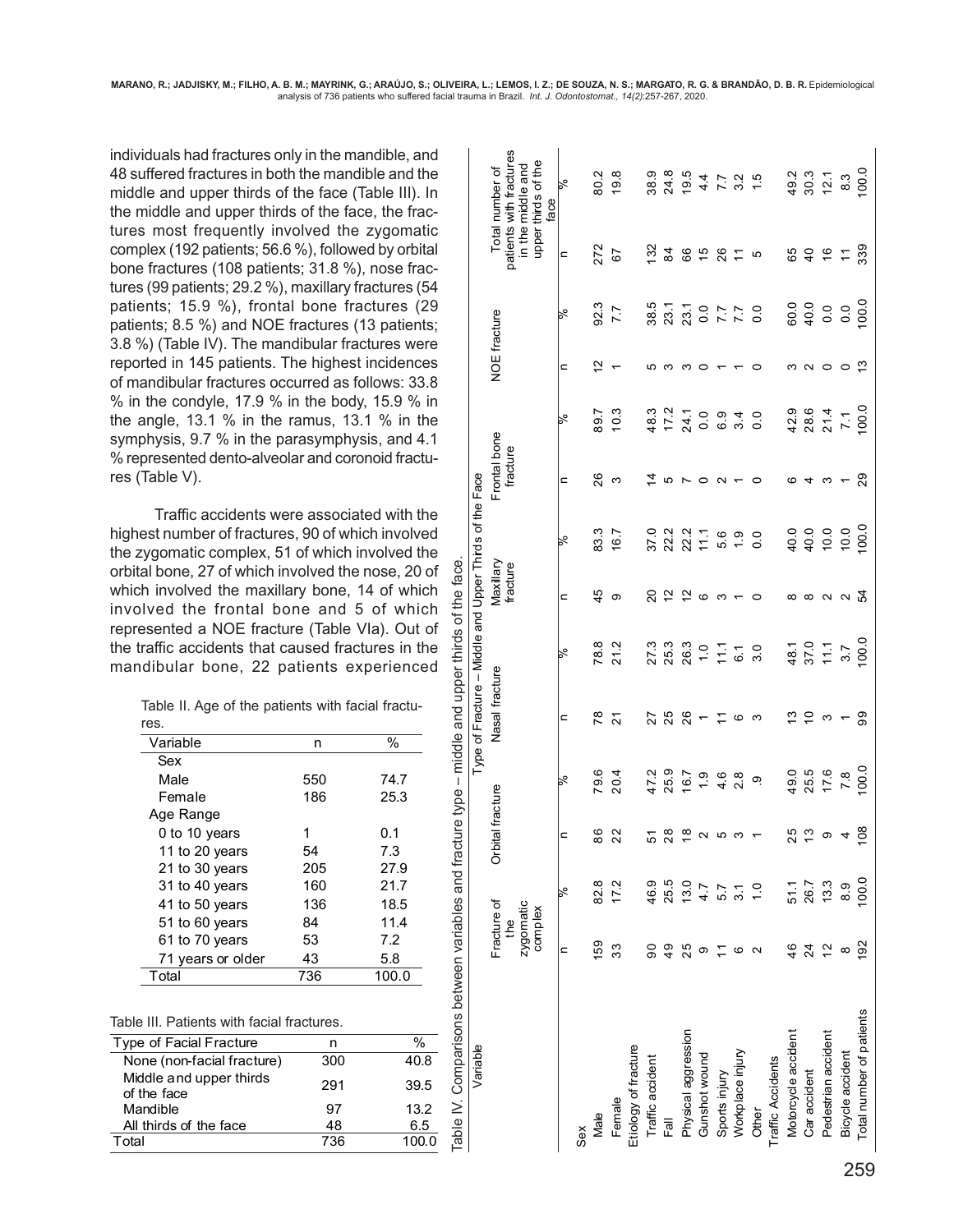individuals had fractures only in the mandible, and 48 suffered fractures in both the mandible and the middle and upper thirds of the face (Table III). In the middle and upper thirds of the face, the fractures most frequently involved the zygomatic complex (192 patients; 56.6 %), followed by orbital bone fractures (108 patients; 31.8 %), nose fractures (99 patients; 29.2 %), maxillary fractures (54 patients; 15.9 %), frontal bone fractures (29 patients; 8.5 %) and NOE fractures (13 patients; 3.8 %) (Table IV). The mandibular fractures were reported in 145 patients. The highest incidences of mandibular fractures occurred as follows: 33.8 % in the condyle, 17.9 % in the body, 15.9 % in the angle, 13.1 % in the ramus, 13.1 % in the symphysis, 9.7 % in the parasymphysis, and 4.1 % represented dento-alveolar and coronoid fractures (Table V).

Traffic accidents were associated with the highest number of fractures, 90 of which involved the zygomatic complex, 51 of which involved the orbital bone, 27 of which involved the nose, 20 of which involved the maxillary bone, 14 of which involved the frontal bone and 5 of which represented a NOE fracture (Table VIa). Out of the traffic accidents that caused fractures in the mandibular bone, 22 patients experienced

Table II. Age of the patients with facial fractures.

| Variable | n | % |
|---|---|---|
| Sex | | |
| Male | 550 | 74.7 |
| Female | 186 | 25.3 |
| Age Range | | |
| 0 to 10 years | 1 | 0.1 |
| 11 to 20 years | 54 | 7.3 |
| 21 to 30 years | 205 | 27.9 |
| 31 to 40 years | 160 | 21.7 |
| 41 to 50 years | 136 | 18.5 |
| 51 to 60 years | 84 | 11.4 |
| 61 to 70 years | 53 | 7.2 |
| 71 years or older | 43 | 5.8 |
| Total | 736 | 100.0 |

Table III. Patients with facial fractures.

| Type of Facial Fracture | n | % |
|---|---|---|
| None (non-facial fracture) | 300 | 40.8 |
| Middle and upper thirds of the face | 291 | 39.5 |
| Mandible | 97 | 13.2 |
| All thirds of the face | 48 | 6.5 |
| Total | 736 | 100.0 |

Table IV. Comparisons between variables and fracture type – middle and upper thirds of the face.

| Variable | Type of Fracture – Middle and Upper Thirds of the Face | | | | | | | | | | | | | |
|---|---|---|---|---|---|---|---|---|---|---|---|---|---|---|
| | Fracture of the zygomatic complex | | Orbital fracture | | Nasal fracture | | Maxillary fracture | | Frontal bone fracture | | NOE fracture | | Total number of patients with fractures in the middle and upper thirds of the face | |
| | n | % | n | % | n | % | n | % | n | % | n | % | n | % |
| Sex | | | | | | | | | | | | | | |
| Male | 159 | 82.8 | 86 | 79.6 | 78 | 78.8 | 45 | 83.3 | 26 | 89.7 | 12 | 92.3 | 272 | 80.2 |
| Female | 33 | 17.2 | 22 | 20.4 | 21 | 21.2 | 9 | 16.7 | 3 | 10.3 | 1 | 7.7 | 67 | 19.8 |
| Etiology of fracture | | | | | | | | | | | | | | |
| Traffic accident | 90 | 46.9 | 51 | 47.2 | 27 | 27.3 | 20 | 37.0 | 14 | 48.3 | 5 | 38.5 | 132 | 38.9 |
| Fall | 49 | 25.5 | 28 | 25.9 | 25 | 25.3 | 12 | 22.2 | 5 | 17.2 | 3 | 23.1 | 84 | 24.8 |
| Physical aggression | 25 | 13.0 | 18 | 16.7 | 26 | 26.3 | 12 | 22.2 | 7 | 24.1 | 3 | 23.1 | 66 | 19.5 |
| Gunshot wound | 9 | 4.7 | 2 | 1.9 | 1 | 1.0 | 6 | 11.1 | 0 | 0.0 | 0 | 0.0 | 15 | 4.4 |
| Sports injury | 11 | 5.7 | 5 | 4.6 | 11 | 11.1 | 3 | 5.6 | 2 | 6.9 | 1 | 7.7 | 26 | 7.7 |
| Workplace injury | 6 | 3.1 | 3 | 2.8 | 6 | 6.1 | 1 | 1.9 | 1 | 3.4 | 1 | 7.7 | 11 | 3.2 |
| Other | 2 | 1.0 | 1 | .9 | 3 | 3.0 | 0 | 0.0 | 0 | 0.0 | 0 | 0.0 | 5 | 1.5 |
| Traffic Accidents | | | | | | | | | | | | | | |
| Motorcycle accident | 46 | 51.1 | 25 | 49.0 | 13 | 48.1 | 8 | 40.0 | 6 | 42.9 | 3 | 60.0 | 65 | 49.2 |
| Car accident | 24 | 26.7 | 13 | 25.5 | 10 | 37.0 | 8 | 40.0 | 4 | 28.6 | 2 | 40.0 | 40 | 30.3 |
| Pedestrian accident | 12 | 13.3 | 9 | 17.6 | 3 | 11.1 | 2 | 10.0 | 3 | 21.4 | 0 | 0.0 | 16 | 12.1 |
| Bicycle accident | 8 | 8.9 | 4 | 7.8 | 1 | 3.7 | 2 | 10.0 | 1 | 7.1 | 0 | 0.0 | 11 | 8.3 |
| Total number of patients | 192 | 100.0 | 108 | 100.0 | 99 | 100.0 | 54 | 100.0 | 29 | 100.0 | 13 | 100.0 | 339 | 100.0 |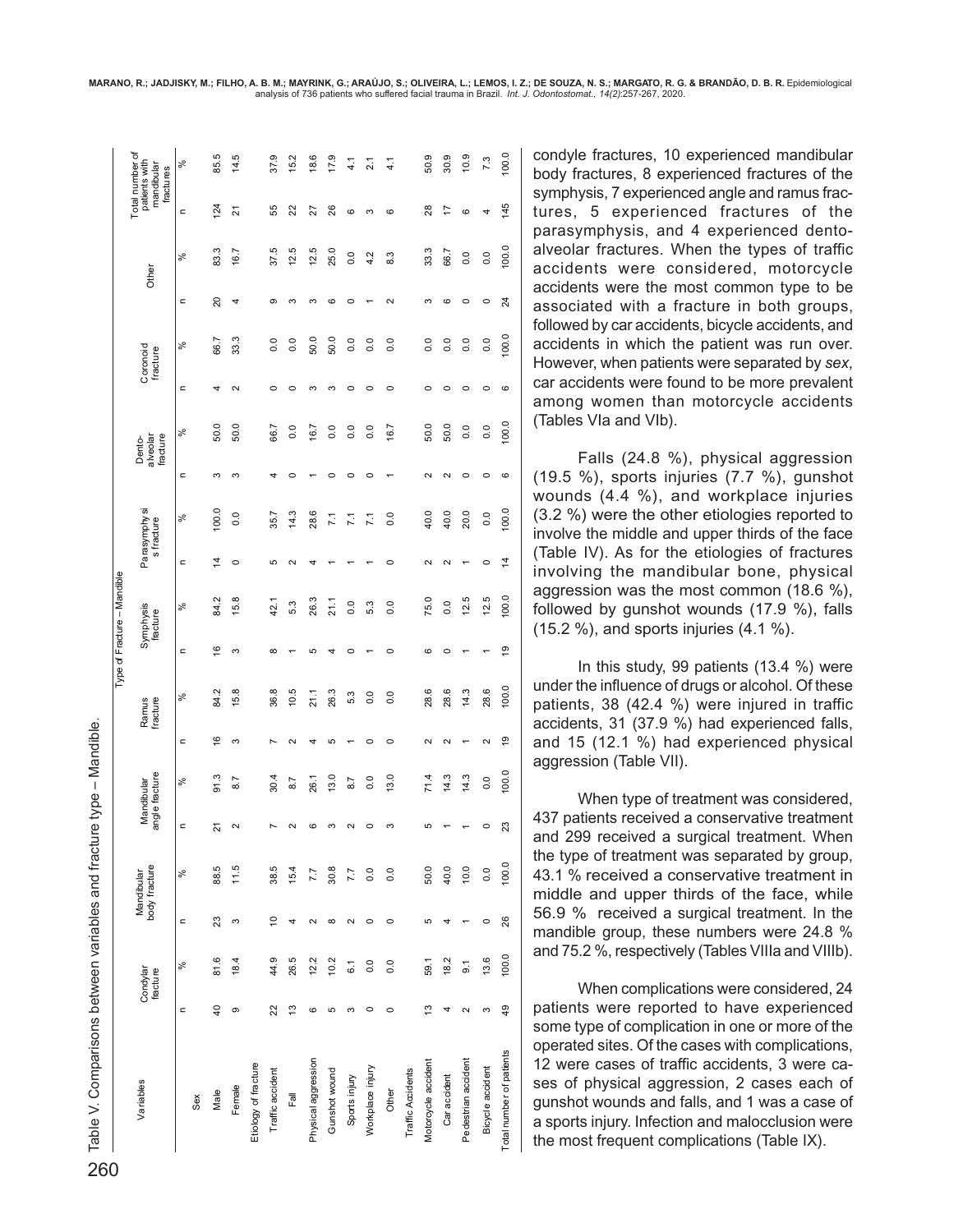Table V. Comparisons between variables and fracture type – Mandible.

| Variables | Type of Fracture – Mandible | | | | | | | | | | | | | | | | | | Total number of patients with mandibular fractures | |
|---|---|---|---|---|---|---|---|---|---|---|---|---|---|---|---|---|---|---|---|---|
| | Condylar fracture | | Mandibular body fracture | | Mandibular angle fracture | | Ramus fracture | | Symphysis fracture | | Parasymphysis fracture | | Dento-alveolar fracture | | Coronoid fracture | | Other | | | |
| | n | % | n | % | n | % | n | % | n | % | n | % | n | % | n | % | n | % | n | % |
| Sex | | | | | | | | | | | | | | | | | | | | |
| Male | 40 | 81.6 | 23 | 88.5 | 21 | 91.3 | 16 | 84.2 | 16 | 84.2 | 14 | 100.0 | 3 | 50.0 | 4 | 66.7 | 20 | 83.3 | 124 | 85.5 |
| Female | 9 | 18.4 | 3 | 11.5 | 2 | 8.7 | 3 | 15.8 | 3 | 15.8 | 0 | 0.0 | 3 | 50.0 | 2 | 33.3 | 4 | 16.7 | 21 | 14.5 |
| Etiology of fracture | | | | | | | | | | | | | | | | | | | | |
| Traffic accident | 22 | 44.9 | 10 | 38.5 | 7 | 30.4 | 7 | 36.8 | 8 | 42.1 | 5 | 35.7 | 4 | 66.7 | 0 | 0.0 | 9 | 37.5 | 55 | 37.9 |
| Fall | 13 | 26.5 | 4 | 15.4 | 2 | 8.7 | 2 | 10.5 | 1 | 5.3 | 2 | 14.3 | 0 | 0.0 | 0 | 0.0 | 3 | 12.5 | 22 | 15.2 |
| Physical aggression | 6 | 12.2 | 2 | 7.7 | 6 | 26.1 | 4 | 21.1 | 5 | 26.3 | 4 | 28.6 | 1 | 16.7 | 3 | 50.0 | 3 | 12.5 | 27 | 18.6 |
| Gunshot wound | 5 | 10.2 | 8 | 30.8 | 3 | 13.0 | 5 | 26.3 | 4 | 21.1 | 1 | 7.1 | 0 | 0.0 | 3 | 50.0 | 6 | 25.0 | 26 | 17.9 |
| Sports injury | 3 | 6.1 | 2 | 7.7 | 2 | 8.7 | 1 | 5.3 | 0 | 0.0 | 1 | 7.1 | 0 | 0.0 | 0 | 0.0 | 0 | 0.0 | 6 | 4.1 |
| Workplace injury | 0 | 0.0 | 0 | 0.0 | 0 | 0.0 | 0 | 0.0 | 1 | 5.3 | 1 | 7.1 | 0 | 0.0 | 0 | 0.0 | 1 | 4.2 | 3 | 2.1 |
| Other | 0 | 0.0 | 0 | 0.0 | 3 | 13.0 | 0 | 0.0 | 0 | 0.0 | 0 | 0.0 | 1 | 16.7 | 0 | 0.0 | 2 | 8.3 | 6 | 4.1 |
| Traffic Accidents | | | | | | | | | | | | | | | | | | | | |
| Motorcycle accident | 13 | 59.1 | 5 | 50.0 | 5 | 71.4 | 2 | 28.6 | 6 | 75.0 | 2 | 40.0 | 2 | 50.0 | 0 | 0.0 | 3 | 33.3 | 28 | 50.9 |
| Car accident | 4 | 18.2 | 4 | 40.0 | 1 | 14.3 | 2 | 28.6 | 0 | 0.0 | 2 | 40.0 | 2 | 50.0 | 0 | 0.0 | 6 | 66.7 | 17 | 30.9 |
| Pedestrian accident | 2 | 9.1 | 1 | 10.0 | 1 | 14.3 | 1 | 14.3 | 1 | 12.5 | 1 | 20.0 | 0 | 0.0 | 0 | 0.0 | 0 | 0.0 | 6 | 10.9 |
| Bicycle accident | 3 | 13.6 | 0 | 0.0 | 0 | 0.0 | 2 | 28.6 | 1 | 12.5 | 0 | 0.0 | 0 | 0.0 | 0 | 0.0 | 0 | 0.0 | 4 | 7.3 |
| Total number of patients | 49 | 100.0 | 26 | 100.0 | 23 | 100.0 | 19 | 100.0 | 19 | 100.0 | 14 | 100.0 | 6 | 100.0 | 6 | 100.0 | 24 | 100.0 | 145 | 100.0 |

condyle fractures, 10 experienced mandibular body fractures, 8 experienced fractures of the symphysis, 7 experienced angle and ramus fractures, 5 experienced fractures of the parasymphysis, and 4 experienced dento-alveolar fractures. When the types of traffic accidents were considered, motorcycle accidents were the most common type to be associated with a fracture in both groups, followed by car accidents, bicycle accidents, and accidents in which the patient was run over. However, when patients were separated by *sex*, car accidents were found to be more prevalent among women than motorcycle accidents (Tables VIa and VIb).

Falls (24.8 %), physical aggression (19.5 %), sports injuries (7.7 %), gunshot wounds (4.4 %), and workplace injuries (3.2 %) were the other etiologies reported to involve the middle and upper thirds of the face (Table IV). As for the etiologies of fractures involving the mandibular bone, physical aggression was the most common (18.6 %), followed by gunshot wounds (17.9 %), falls (15.2 %), and sports injuries (4.1 %).

In this study, 99 patients (13.4 %) were under the influence of drugs or alcohol. Of these patients, 38 (42.4 %) were injured in traffic accidents, 31 (37.9 %) had experienced falls, and 15 (12.1 %) had experienced physical aggression (Table VII).

When type of treatment was considered, 437 patients received a conservative treatment and 299 received a surgical treatment. When the type of treatment was separated by group, 43.1 % received a conservative treatment in middle and upper thirds of the face, while 56.9 % received a surgical treatment. In the mandible group, these numbers were 24.8 % and 75.2 %, respectively (Tables VIIIa and VIIIb).

When complications were considered, 24 patients were reported to have experienced some type of complication in one or more of the operated sites. Of the cases with complications, 12 were cases of traffic accidents, 3 were cases of physical aggression, 2 cases each of gunshot wounds and falls, and 1 was a case of a sports injury. Infection and malocclusion were the most frequent complications (Table IX).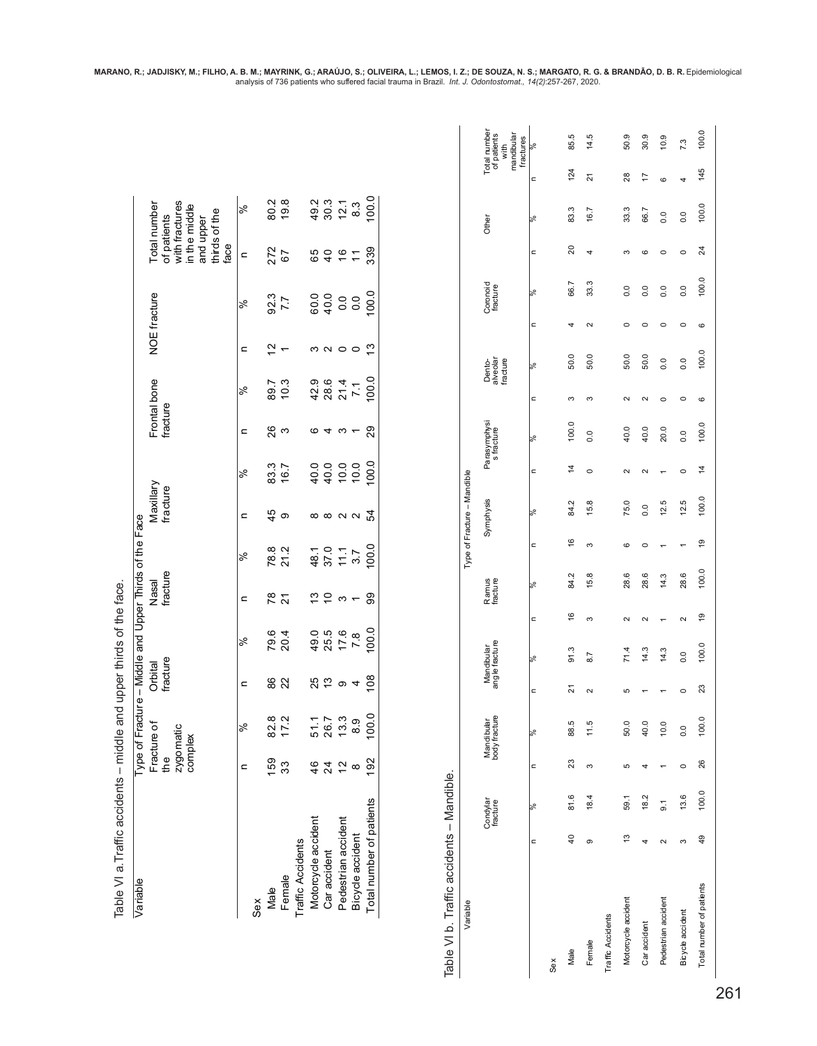Table VI a. Traffic accidents – middle and upper thirds of the face.

| Variable | Type of Fracture – Middle and Upper Thirds of the Face | | | | | | | | | | | | | |
|---|---|---|---|---|---|---|---|---|---|---|---|---|---|---|
| | Fracture of the zygomatic complex | | Orbital fracture | | Nasal fracture | | Maxillary fracture | | Frontal bone fracture | | NOE fracture | | Total number of patients with fractures in the middle and upper thirds of the face | |
| | n | % | n | % | n | % | n | % | n | % | n | % | n | % |
| Sex | | | | | | | | | | | | | | |
| Male | 159 | 82.8 | 86 | 79.6 | 78 | 78.8 | 45 | 83.3 | 26 | 89.7 | 12 | 92.3 | 272 | 80.2 |
| Female | 33 | 17.2 | 22 | 20.4 | 21 | 21.2 | 9 | 16.7 | 3 | 10.3 | 1 | 7.7 | 67 | 19.8 |
| Traffic Accidents | | | | | | | | | | | | | | |
| Motorcycle accident | 46 | 51.1 | 25 | 49.0 | 13 | 48.1 | 8 | 40.0 | 6 | 42.9 | 3 | 60.0 | 65 | 49.2 |
| Car accident | 24 | 26.7 | 13 | 25.5 | 10 | 37.0 | 8 | 40.0 | 4 | 28.6 | 2 | 40.0 | 40 | 30.3 |
| Pedestrian accident | 12 | 13.3 | 9 | 17.6 | 3 | 11.1 | 2 | 10.0 | 3 | 21.4 | 0 | 0.0 | 16 | 12.1 |
| Bicycle accident | 8 | 8.9 | 4 | 7.8 | 1 | 3.7 | 2 | 10.0 | 1 | 7.1 | 0 | 0.0 | 11 | 8.3 |
| Total number of patients | 192 | 100.0 | 108 | 100.0 | 99 | 100.0 | 54 | 100.0 | 29 | 100.0 | 13 | 100.0 | 339 | 100.0 |

Table VI b. Traffic accidents – Mandible.

| Variable | Type of Fracture – Mandible | | | | | | | | | | | | | | | | | | | |
|---|---|---|---|---|---|---|---|---|---|---|---|---|---|---|---|---|---|---|---|---|
| | Condylar fracture | | Mandibular body fracture | | Mandibular angle fracture | | Ramus fracture | | Symphysis | | Parasymphysis fracture | | Dento-alveolar fracture | | Coronoid fracture | | Other | | Total number of patients with mandibular fractures | |
| | n | % | n | % | n | % | n | % | n | % | n | % | n | % | n | % | n | % | n | % |
| Sex | | | | | | | | | | | | | | | | | | | | |
| Male | 40 | 81.6 | 23 | 88.5 | 21 | 91.3 | 16 | 84.2 | 16 | 84.2 | 14 | 100.0 | 3 | 50.0 | 4 | 66.7 | 20 | 83.3 | 124 | 85.5 |
| Female | 9 | 18.4 | 3 | 11.5 | 2 | 8.7 | 3 | 15.8 | 3 | 15.8 | 0 | 0.0 | 3 | 50.0 | 2 | 33.3 | 4 | 16.7 | 21 | 14.5 |
| Traffic Accidents | | | | | | | | | | | | | | | | | | | | |
| Motorcycle accident | 13 | 59.1 | 5 | 50.0 | 5 | 71.4 | 2 | 28.6 | 6 | 75.0 | 2 | 40.0 | 2 | 50.0 | 0 | 0.0 | 3 | 33.3 | 28 | 50.9 |
| Car accident | 4 | 18.2 | 4 | 40.0 | 1 | 14.3 | 2 | 28.6 | 0 | 0.0 | 2 | 40.0 | 2 | 50.0 | 0 | 0.0 | 6 | 66.7 | 17 | 30.9 |
| Pedestrian accident | 2 | 9.1 | 1 | 10.0 | 1 | 14.3 | 1 | 14.3 | 1 | 12.5 | 1 | 20.0 | 0 | 0.0 | 0 | 0.0 | 0 | 0.0 | 6 | 10.9 |
| Bicycle accident | 3 | 13.6 | 0 | 0.0 | 0 | 0.0 | 2 | 28.6 | 1 | 12.5 | 0 | 0.0 | 0 | 0.0 | 0 | 0.0 | 0 | 0.0 | 4 | 7.3 |
| Total number of patients | 49 | 100.0 | 26 | 100.0 | 23 | 100.0 | 19 | 100.0 | 19 | 100.0 | 14 | 100.0 | 6 | 100.0 | 6 | 100.0 | 24 | 100.0 | 145 | 100.0 |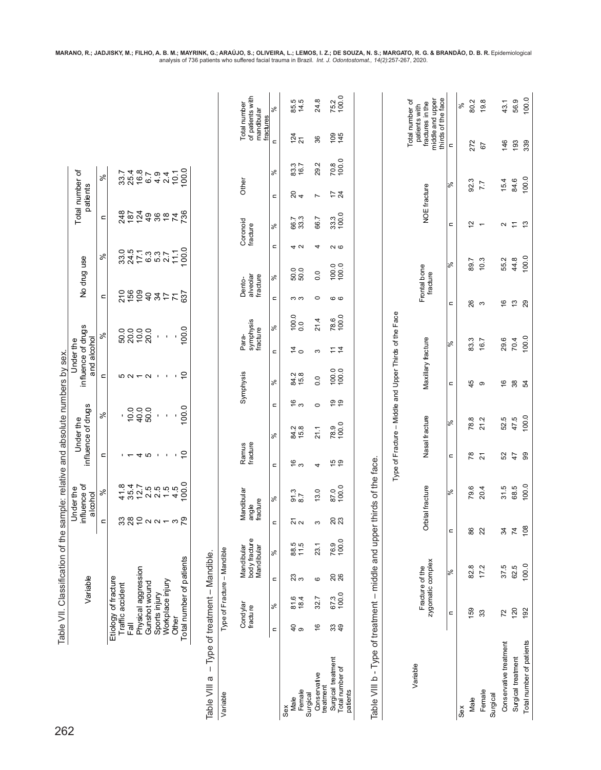Table VII. Classification of the sample: relative and absolute numbers by sex.

| Variable | Under the influence of alcohol | | Under the influence of drugs | | Under the influence of drugs and alcohol | | No drug use | | Total number of patients | |
|---|---|---|---|---|---|---|---|---|---|---|
| | n | % | n | % | n | % | n | % | n | % |
| Etiology of fracture | | | | | | | | | | |
| Traffic accident | 33 | 41.8 | - | - | 5 | 50.0 | 210 | 33.0 | 248 | 33.7 |
| Fall | 28 | 35.4 | 1 | 10.0 | 2 | 20.0 | 156 | 24.5 | 187 | 25.4 |
| Physical aggression | 10 | 12.7 | 4 | 40.0 | 1 | 10.0 | 109 | 17.1 | 124 | 16.8 |
| Gunshot wound | 2 | 2.5 | 5 | 50.0 | 2 | 20.0 | 40 | 6.3 | 49 | 6.7 |
| Sports injury | 2 | 2.5 | - | - | - | - | 34 | 5.3 | 36 | 4.9 |
| Workplace injury | 1 | 1.5 | - | - | - | - | 17 | 2.7 | 18 | 2.4 |
| Other | 3 | 4.5 | - | - | - | - | 71 | 11.1 | 74 | 10.1 |
| Total number of patients | 79 | 100.0 | 10 | 100.0 | 10 | 100.0 | 637 | 100.0 | 736 | 100.0 |

Table VIII a – Type of treatment – Mandible.

| Variable | Type of Fracture – Mandible | | | | | | | | | | | | | | | | | | | | | | | |
|---|---|---|---|---|---|---|---|---|---|---|---|---|---|---|---|---|---|---|---|---|---|---|---|---|
| | Condylar fracture | | Mandibular body fracture Mandibular | | Mandibular angle fracture | | Ramus fracture | | Symphysis | | Para-symphysis fracture | | Dento-alveolar fracture | | Coronoid fracture | | Other | | Total number of patients with mandibular fractures | |
| | n | % | n | % | n | % | n | % | n | % | n | % | n | % | n | % | n | % | n | % |
| Sex | | | | | | | | | | | | | | | | | | | | |
| Male | 40 | 81.6 | 23 | 88.5 | 21 | 91.3 | 16 | 84.2 | 16 | 84.2 | 14 | 100.0 | 3 | 50.0 | 4 | 66.7 | 20 | 83.3 | 124 | 85.5 |
| Female | 9 | 18.4 | 3 | 11.5 | 2 | 8.7 | 3 | 15.8 | 3 | 15.8 | 0 | 0.0 | 3 | 50.0 | 2 | 33.3 | 4 | 16.7 | 21 | 14.5 |
| Surgical | | | | | | | | | | | | | | | | | | | | |
| Conservative treatment | 16 | 32.7 | 6 | 23.1 | 3 | 13.0 | 4 | 21.1 | 0 | 0.0 | 3 | 21.4 | 0 | 0.0 | 4 | 66.7 | 7 | 29.2 | 36 | 24.8 |
| Surgical treatment | 33 | 67.3 | 20 | 76.9 | 20 | 87.0 | 15 | 78.9 | 19 | 100.0 | 11 | 78.6 | 6 | 100.0 | 2 | 33.3 | 17 | 70.8 | 109 | 75.2 |
| Total number of patients | 49 | 100.0 | 26 | 100.0 | 23 | 100.0 | 19 | 100.0 | 19 | 100.0 | 14 | 100.0 | 6 | 100.0 | 6 | 100.0 | 24 | 100.0 | 145 | 100.0 |

Table VIII b - Type of treatment – middle and upper thirds of the face.

| Variable | Type of Fracture – Middle and Upper Thirds of the Face | | | | | | | | | | | | | |
|---|---|---|---|---|---|---|---|---|---|---|---|---|---|---|
| | Fracture of the zygomatic complex | | Orbital fracture | | Nasal fracture | | Maxillary fracture | | Frontal bone fracture | | NOE fracture | | Total number of patients with fractures in the middle and upper thirds of the face | |
| | n | % | n | % | n | % | n | % | n | % | n | % | n | % |
| Sex | | | | | | | | | | | | | | |
| Male | 159 | 82.8 | 86 | 79.6 | 78 | 78.8 | 45 | 83.3 | 26 | 89.7 | 12 | 92.3 | 272 | 80.2 |
| Female | 33 | 17.2 | 22 | 20.4 | 21 | 21.2 | 9 | 16.7 | 3 | 10.3 | 1 | 7.7 | 67 | 19.8 |
| Surgical | | | | | | | | | | | | | | |
| Conservative treatment | 72 | 37.5 | 34 | 31.5 | 52 | 52.5 | 16 | 29.6 | 16 | 55.2 | 2 | 15.4 | 146 | 43.1 |
| Surgical treatment | 120 | 62.5 | 74 | 68.5 | 47 | 47.5 | 38 | 70.4 | 13 | 44.8 | 11 | 84.6 | 193 | 56.9 |
| Total number of patients | 192 | 100.0 | 108 | 100.0 | 99 | 100.0 | 54 | 100.0 | 29 | 100.0 | 13 | 100.0 | 339 | 100.0 |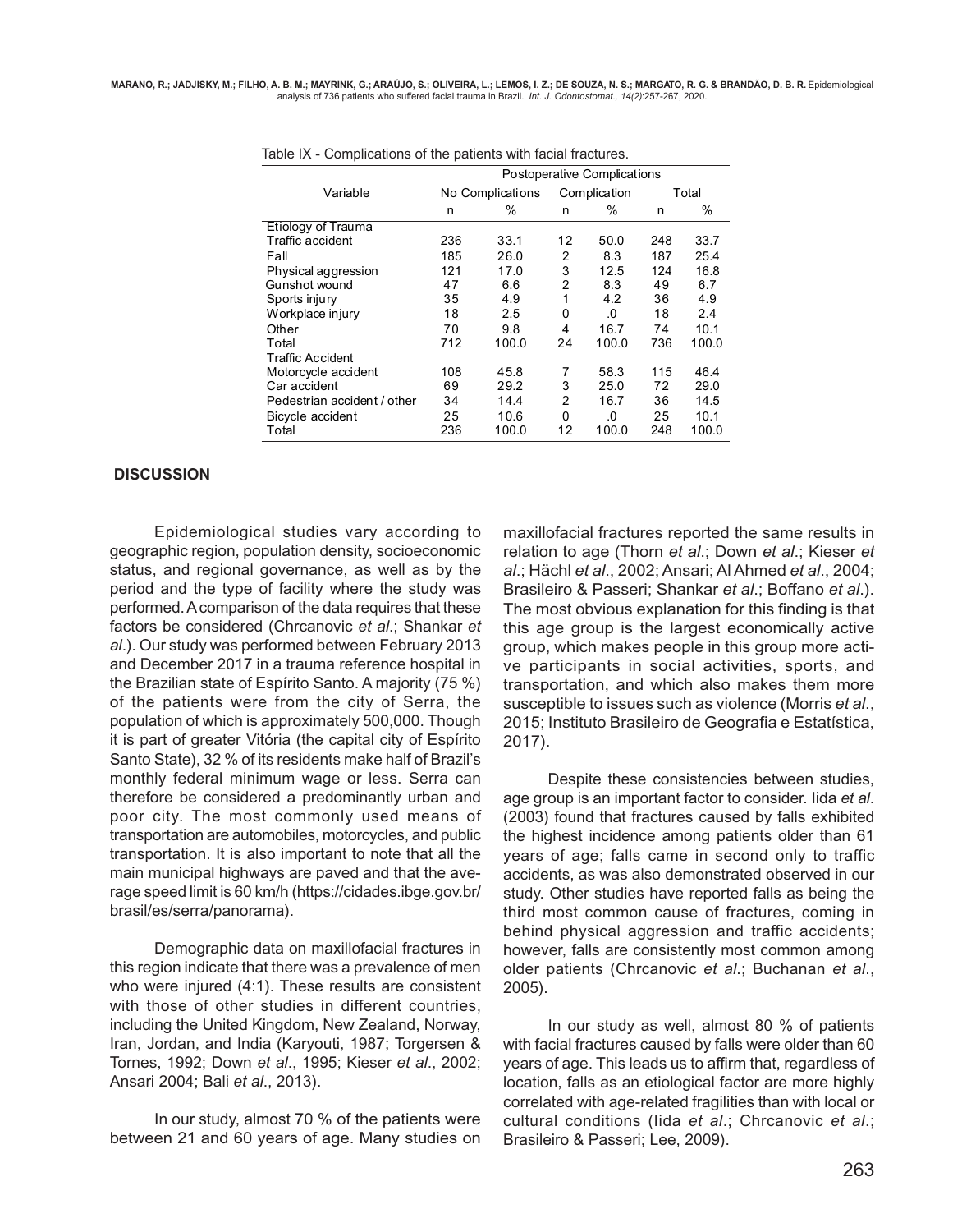Table IX - Complications of the patients with facial fractures.

| Variable | Postoperative Complications | | | | | |
|---|---|---|---|---|---|---|
| | No Complications | | Complication | | Total | |
| | n | % | n | % | n | % |
| Etiology of Trauma | | | | | | |
| Traffic accident | 236 | 33.1 | 12 | 50.0 | 248 | 33.7 |
| Fall | 185 | 26.0 | 2 | 8.3 | 187 | 25.4 |
| Physical aggression | 121 | 17.0 | 3 | 12.5 | 124 | 16.8 |
| Gunshot wound | 47 | 6.6 | 2 | 8.3 | 49 | 6.7 |
| Sports injury | 35 | 4.9 | 1 | 4.2 | 36 | 4.9 |
| Workplace injury | 18 | 2.5 | 0 | .0 | 18 | 2.4 |
| Other | 70 | 9.8 | 4 | 16.7 | 74 | 10.1 |
| Total | 712 | 100.0 | 24 | 100.0 | 736 | 100.0 |
| Traffic Accident | | | | | | |
| Motorcycle accident | 108 | 45.8 | 7 | 58.3 | 115 | 46.4 |
| Car accident | 69 | 29.2 | 3 | 25.0 | 72 | 29.0 |
| Pedestrian accident / other | 34 | 14.4 | 2 | 16.7 | 36 | 14.5 |
| Bicycle accident | 25 | 10.6 | 0 | .0 | 25 | 10.1 |
| Total | 236 | 100.0 | 12 | 100.0 | 248 | 100.0 |

## DISCUSSION

Epidemiological studies vary according to geographic region, population density, socioeconomic status, and regional governance, as well as by the period and the type of facility where the study was performed. A comparison of the data requires that these factors be considered (Chrcanovic *et al*.; Shankar *et al*.). Our study was performed between February 2013 and December 2017 in a trauma reference hospital in the Brazilian state of Espírito Santo. A majority (75 %) of the patients were from the city of Serra, the population of which is approximately 500,000. Though it is part of greater Vitória (the capital city of Espírito Santo State), 32 % of its residents make half of Brazil's monthly federal minimum wage or less. Serra can therefore be considered a predominantly urban and poor city. The most commonly used means of transportation are automobiles, motorcycles, and public transportation. It is also important to note that all the main municipal highways are paved and that the average speed limit is 60 km/h (https://cidades.ibge.gov.br/brasil/es/serra/panorama).

Demographic data on maxillofacial fractures in this region indicate that there was a prevalence of men who were injured (4:1). These results are consistent with those of other studies in different countries, including the United Kingdom, New Zealand, Norway, Iran, Jordan, and India (Karyouti, 1987; Torgersen & Tornes, 1992; Down *et al*., 1995; Kieser *et al*., 2002; Ansari 2004; Bali *et al*., 2013).

In our study, almost 70 % of the patients were between 21 and 60 years of age. Many studies on maxillofacial fractures reported the same results in relation to age (Thorn *et al*.; Down *et al*.; Kieser *et al*.; Hächl *et al*., 2002; Ansari; Al Ahmed *et al*., 2004; Brasileiro & Passeri; Shankar *et al*.; Boffano *et al*.). The most obvious explanation for this finding is that this age group is the largest economically active group, which makes people in this group more active participants in social activities, sports, and transportation, and which also makes them more susceptible to issues such as violence (Morris *et al*., 2015; Instituto Brasileiro de Geografia e Estatística, 2017).

Despite these consistencies between studies, age group is an important factor to consider. Iida *et al*. (2003) found that fractures caused by falls exhibited the highest incidence among patients older than 61 years of age; falls came in second only to traffic accidents, as was also demonstrated observed in our study. Other studies have reported falls as being the third most common cause of fractures, coming in behind physical aggression and traffic accidents; however, falls are consistently most common among older patients (Chrcanovic *et al*.; Buchanan *et al*., 2005).

In our study as well, almost 80 % of patients with facial fractures caused by falls were older than 60 years of age. This leads us to affirm that, regardless of location, falls as an etiological factor are more highly correlated with age-related fragilities than with local or cultural conditions (Iida *et al*.; Chrcanovic *et al*.; Brasileiro & Passeri; Lee, 2009).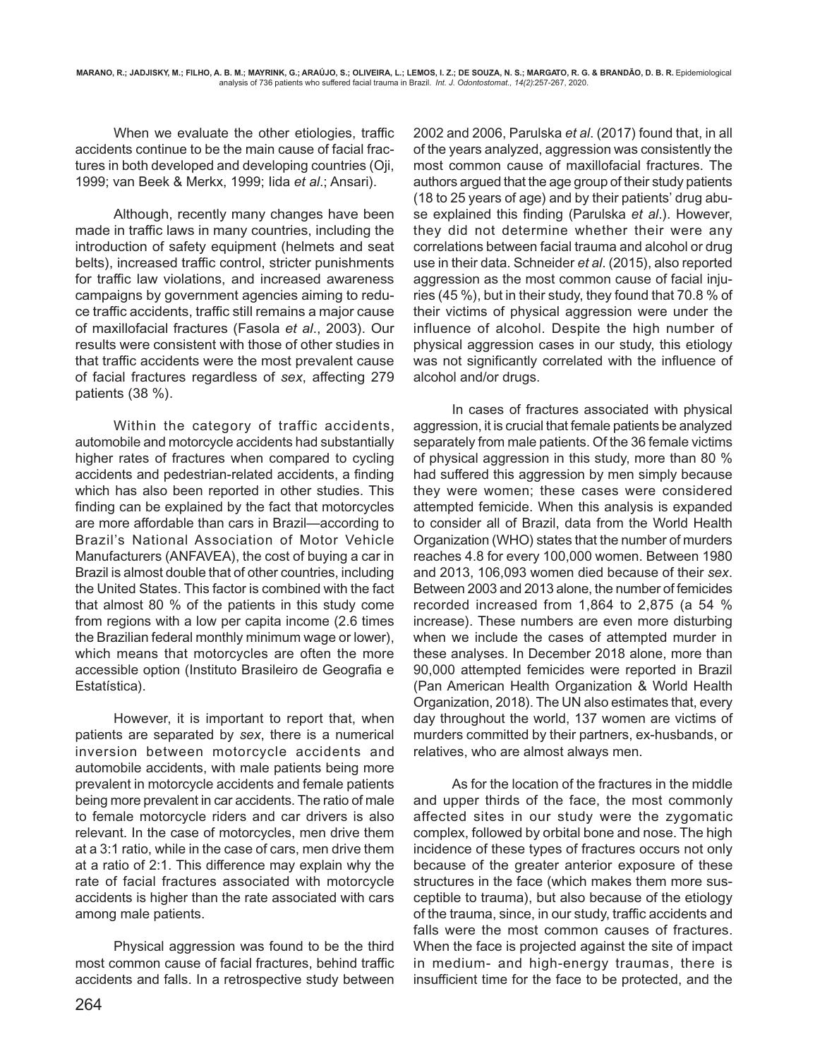When we evaluate the other etiologies, traffic accidents continue to be the main cause of facial fractures in both developed and developing countries (Oji, 1999; van Beek & Merkx, 1999; Iida *et al*.; Ansari).

Although, recently many changes have been made in traffic laws in many countries, including the introduction of safety equipment (helmets and seat belts), increased traffic control, stricter punishments for traffic law violations, and increased awareness campaigns by government agencies aiming to reduce traffic accidents, traffic still remains a major cause of maxillofacial fractures (Fasola *et al*., 2003). Our results were consistent with those of other studies in that traffic accidents were the most prevalent cause of facial fractures regardless of *sex*, affecting 279 patients (38 %).

Within the category of traffic accidents, automobile and motorcycle accidents had substantially higher rates of fractures when compared to cycling accidents and pedestrian-related accidents, a finding which has also been reported in other studies. This finding can be explained by the fact that motorcycles are more affordable than cars in Brazil—according to Brazil's National Association of Motor Vehicle Manufacturers (ANFAVEA), the cost of buying a car in Brazil is almost double that of other countries, including the United States. This factor is combined with the fact that almost 80 % of the patients in this study come from regions with a low per capita income (2.6 times the Brazilian federal monthly minimum wage or lower), which means that motorcycles are often the more accessible option (Instituto Brasileiro de Geografia e Estatística).

However, it is important to report that, when patients are separated by *sex*, there is a numerical inversion between motorcycle accidents and automobile accidents, with male patients being more prevalent in motorcycle accidents and female patients being more prevalent in car accidents. The ratio of male to female motorcycle riders and car drivers is also relevant. In the case of motorcycles, men drive them at a 3:1 ratio, while in the case of cars, men drive them at a ratio of 2:1. This difference may explain why the rate of facial fractures associated with motorcycle accidents is higher than the rate associated with cars among male patients.

Physical aggression was found to be the third most common cause of facial fractures, behind traffic accidents and falls. In a retrospective study between 2002 and 2006, Parulska *et al*. (2017) found that, in all of the years analyzed, aggression was consistently the most common cause of maxillofacial fractures. The authors argued that the age group of their study patients (18 to 25 years of age) and by their patients' drug abuse explained this finding (Parulska *et al*.). However, they did not determine whether their were any correlations between facial trauma and alcohol or drug use in their data. Schneider *et al*. (2015), also reported aggression as the most common cause of facial injuries (45 %), but in their study, they found that 70.8 % of their victims of physical aggression were under the influence of alcohol. Despite the high number of physical aggression cases in our study, this etiology was not significantly correlated with the influence of alcohol and/or drugs.

In cases of fractures associated with physical aggression, it is crucial that female patients be analyzed separately from male patients. Of the 36 female victims of physical aggression in this study, more than 80 % had suffered this aggression by men simply because they were women; these cases were considered attempted femicide. When this analysis is expanded to consider all of Brazil, data from the World Health Organization (WHO) states that the number of murders reaches 4.8 for every 100,000 women. Between 1980 and 2013, 106,093 women died because of their *sex*. Between 2003 and 2013 alone, the number of femicides recorded increased from 1,864 to 2,875 (a 54 % increase). These numbers are even more disturbing when we include the cases of attempted murder in these analyses. In December 2018 alone, more than 90,000 attempted femicides were reported in Brazil (Pan American Health Organization & World Health Organization, 2018). The UN also estimates that, every day throughout the world, 137 women are victims of murders committed by their partners, ex-husbands, or relatives, who are almost always men.

As for the location of the fractures in the middle and upper thirds of the face, the most commonly affected sites in our study were the zygomatic complex, followed by orbital bone and nose. The high incidence of these types of fractures occurs not only because of the greater anterior exposure of these structures in the face (which makes them more susceptible to trauma), but also because of the etiology of the trauma, since, in our study, traffic accidents and falls were the most common causes of fractures. When the face is projected against the site of impact in medium- and high-energy traumas, there is insufficient time for the face to be protected, and the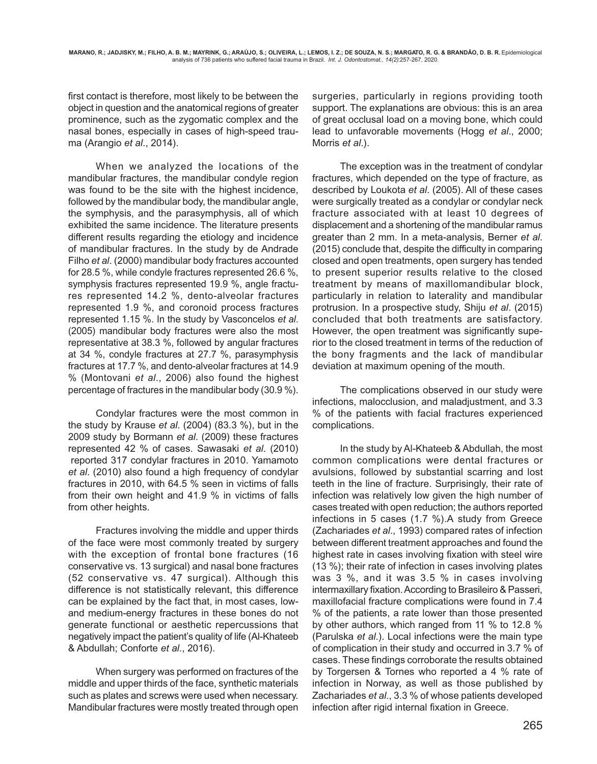first contact is therefore, most likely to be between the object in question and the anatomical regions of greater prominence, such as the zygomatic complex and the nasal bones, especially in cases of high-speed trauma (Arangio *et al*., 2014).

When we analyzed the locations of the mandibular fractures, the mandibular condyle region was found to be the site with the highest incidence, followed by the mandibular body, the mandibular angle, the symphysis, and the parasymphysis, all of which exhibited the same incidence. The literature presents different results regarding the etiology and incidence of mandibular fractures. In the study by de Andrade Filho *et al*. (2000) mandibular body fractures accounted for 28.5 %, while condyle fractures represented 26.6 %, symphysis fractures represented 19.9 %, angle fractures represented 14.2 %, dento-alveolar fractures represented 1.9 %, and coronoid process fractures represented 1.15 %. In the study by Vasconcelos *et al*. (2005) mandibular body fractures were also the most representative at 38.3 %, followed by angular fractures at 34 %, condyle fractures at 27.7 %, parasymphysis fractures at 17.7 %, and dento-alveolar fractures at 14.9 % (Montovani *et al*., 2006) also found the highest percentage of fractures in the mandibular body (30.9 %).

Condylar fractures were the most common in the study by Krause *et al*. (2004) (83.3 %), but in the 2009 study by Bormann *et al*. (2009) these fractures represented 42 % of cases. Sawasaki *et al*. (2010) reported 317 condylar fractures in 2010. Yamamoto *et al*. (2010) also found a high frequency of condylar fractures in 2010, with 64.5 % seen in victims of falls from their own height and 41.9 % in victims of falls from other heights.

Fractures involving the middle and upper thirds of the face were most commonly treated by surgery with the exception of frontal bone fractures (16 conservative vs. 13 surgical) and nasal bone fractures (52 conservative vs. 47 surgical). Although this difference is not statistically relevant, this difference can be explained by the fact that, in most cases, low- and medium-energy fractures in these bones do not generate functional or aesthetic repercussions that negatively impact the patient's quality of life (Al-Khateeb & Abdullah; Conforte *et al*., 2016).

When surgery was performed on fractures of the middle and upper thirds of the face, synthetic materials such as plates and screws were used when necessary. Mandibular fractures were mostly treated through open surgeries, particularly in regions providing tooth support. The explanations are obvious: this is an area of great occlusal load on a moving bone, which could lead to unfavorable movements (Hogg *et al*., 2000; Morris *et al*.).

The exception was in the treatment of condylar fractures, which depended on the type of fracture, as described by Loukota *et al*. (2005). All of these cases were surgically treated as a condylar or condylar neck fracture associated with at least 10 degrees of displacement and a shortening of the mandibular ramus greater than 2 mm. In a meta-analysis, Berner *et al*. (2015) conclude that, despite the difficulty in comparing closed and open treatments, open surgery has tended to present superior results relative to the closed treatment by means of maxillomandibular block, particularly in relation to laterality and mandibular protrusion. In a prospective study, Shiju *et al*. (2015) concluded that both treatments are satisfactory. However, the open treatment was significantly superior to the closed treatment in terms of the reduction of the bony fragments and the lack of mandibular deviation at maximum opening of the mouth.

The complications observed in our study were infections, malocclusion, and maladjustment, and 3.3 % of the patients with facial fractures experienced complications.

In the study by Al-Khateeb & Abdullah, the most common complications were dental fractures or avulsions, followed by substantial scarring and lost teeth in the line of fracture. Surprisingly, their rate of infection was relatively low given the high number of cases treated with open reduction; the authors reported infections in 5 cases (1.7 %).A study from Greece (Zachariades *et al*., 1993) compared rates of infection between different treatment approaches and found the highest rate in cases involving fixation with steel wire (13 %); their rate of infection in cases involving plates was 3 %, and it was 3.5 % in cases involving intermaxillary fixation. According to Brasileiro & Passeri, maxillofacial fracture complications were found in 7.4 % of the patients, a rate lower than those presented by other authors, which ranged from 11 % to 12.8 % (Parulska *et al*.). Local infections were the main type of complication in their study and occurred in 3.7 % of cases. These findings corroborate the results obtained by Torgersen & Tornes who reported a 4 % rate of infection in Norway, as well as those published by Zachariades *et al*., 3.3 % of whose patients developed infection after rigid internal fixation in Greece.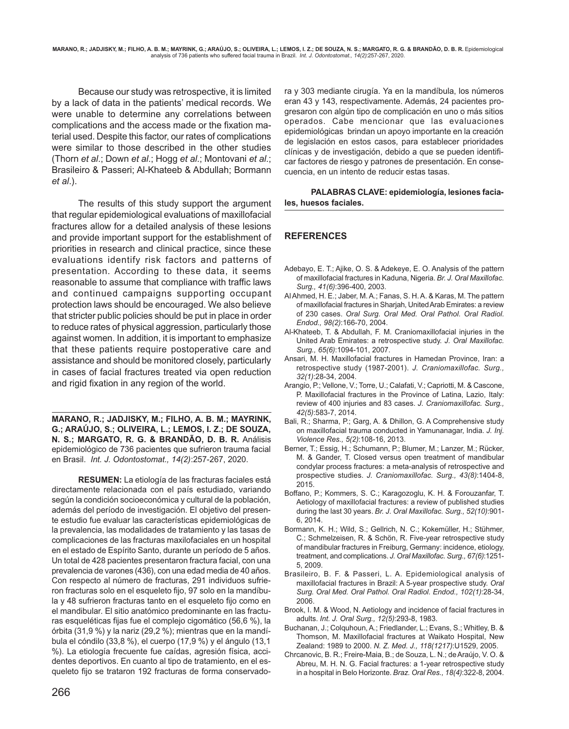Because our study was retrospective, it is limited by a lack of data in the patients' medical records. We were unable to determine any correlations between complications and the access made or the fixation material used. Despite this factor, our rates of complications were similar to those described in the other studies (Thorn *et al*.; Down *et al*.; Hogg *et al*.; Montovani *et al*.; Brasileiro & Passeri; Al-Khateeb & Abdullah; Bormann *et al*.).

The results of this study support the argument that regular epidemiological evaluations of maxillofacial fractures allow for a detailed analysis of these lesions and provide important support for the establishment of priorities in research and clinical practice, since these evaluations identify risk factors and patterns of presentation. According to these data, it seems reasonable to assume that compliance with traffic laws and continued campaigns supporting occupant protection laws should be encouraged. We also believe that stricter public policies should be put in place in order to reduce rates of physical aggression, particularly those against women. In addition, it is important to emphasize that these patients require postoperative care and assistance and should be monitored closely, particularly in cases of facial fractures treated via open reduction and rigid fixation in any region of the world.

**MARANO, R.; JADJISKY, M.; FILHO, A. B. M.; MAYRINK, G.; ARAÚJO, S.; OLIVEIRA, L.; LEMOS, I. Z.; DE SOUZA, N. S.; MARGATO, R. G. & BRANDÃO, D. B. R.** Análisis epidemiológico de 736 pacientes que sufrieron trauma facial en Brasil. *Int. J. Odontostomat., 14(2)*:257-267, 2020.

**RESUMEN:** La etiología de las fracturas faciales está directamente relacionada con el país estudiado, variando según la condición socioeconómica y cultural de la población, además del período de investigación. El objetivo del presente estudio fue evaluar las características epidemiológicas de la prevalencia, las modalidades de tratamiento y las tasas de complicaciones de las fracturas maxilofaciales en un hospital en el estado de Espírito Santo, durante un período de 5 años. Un total de 428 pacientes presentaron fractura facial, con una prevalencia de varones (436), con una edad media de 40 años. Con respecto al número de fracturas, 291 individuos sufrieron fracturas solo en el esqueleto fijo, 97 solo en la mandíbula y 48 sufrieron fracturas tanto en el esqueleto fijo como en el mandibular. El sitio anatómico predominante en las fracturas esqueléticas fijas fue el complejo cigomático (56,6 %), la órbita (31,9 %) y la nariz (29,2 %); mientras que en la mandíbula el cóndilo (33,8 %), el cuerpo (17,9 %) y el ángulo (13,1 %). La etiología frecuente fue caídas, agresión física, accidentes deportivos. En cuanto al tipo de tratamiento, en el esqueleto fijo se trataron 192 fracturas de forma conservadora y 303 mediante cirugía. Ya en la mandíbula, los números eran 43 y 143, respectivamente. Además, 24 pacientes progresaron con algún tipo de complicación en uno o más sitios operados. Cabe mencionar que las evaluaciones epidemiológicas brindan un apoyo importante en la creación de legislación en estos casos, para establecer prioridades clínicas y de investigación, debido a que se pueden identificar factores de riesgo y patrones de presentación. En consecuencia, en un intento de reducir estas tasas.

**PALABRAS CLAVE: epidemiología, lesiones faciales, huesos faciales.**

## REFERENCES

Adebayo, E. T.; Ajike, O. S. & Adekeye, E. O. Analysis of the pattern of maxillofacial fractures in Kaduna, Nigeria. *Br. J. Oral Maxillofac. Surg., 41(6)*:396-400, 2003.

Al Ahmed, H. E.; Jaber, M. A.; Fanas, S. H. A. & Karas, M. The pattern of maxillofacial fractures in Sharjah, United Arab Emirates: a review of 230 cases. *Oral Surg. Oral Med. Oral Pathol. Oral Radiol. Endod., 98(2)*:166-70, 2004.

Al-Khateeb, T. & Abdullah, F. M. Craniomaxillofacial injuries in the United Arab Emirates: a retrospective study. *J. Oral Maxillofac. Surg., 65(6)*:1094-101, 2007.

Ansari, M. H. Maxillofacial fractures in Hamedan Province, Iran: a retrospective study (1987-2001). *J. Craniomaxillofac. Surg., 32(1)*:28-34, 2004.

Arangio, P.; Vellone, V.; Torre, U.; Calafati, V.; Capriotti, M. & Cascone, P. Maxillofacial fractures in the Province of Latina, Lazio, Italy: review of 400 injuries and 83 cases. *J. Craniomaxillofac. Surg., 42(5)*:583-7, 2014.

Bali, R.; Sharma, P.; Garg, A. & Dhillon, G. A Comprehensive study on maxillofacial trauma conducted in Yamunanagar, India. *J. Inj. Violence Res., 5(2)*:108-16, 2013.

Berner, T.; Essig, H.; Schumann, P.; Blumer, M.; Lanzer, M.; Rücker, M. & Gander, T. Closed versus open treatment of mandibular condylar process fractures: a meta-analysis of retrospective and prospective studies. *J. Craniomaxillofac. Surg., 43(8)*:1404-8, 2015.

Boffano, P.; Kommers, S. C.; Karagozoglu, K. H. & Forouzanfar, T. Aetiology of maxillofacial fractures: a review of published studies during the last 30 years. *Br. J. Oral Maxillofac. Surg., 52(10)*:901-6, 2014.

Bormann, K. H.; Wild, S.; Gellrich, N. C.; Kokemüller, H.; Stühmer, C.; Schmelzeisen, R. & Schön, R. Five-year retrospective study of mandibular fractures in Freiburg, Germany: incidence, etiology, treatment, and complications. *J. Oral Maxillofac. Surg., 67(6)*:1251-5, 2009.

Brasileiro, B. F. & Passeri, L. A. Epidemiological analysis of maxillofacial fractures in Brazil: A 5-year prospective study. *Oral Surg. Oral Med. Oral Pathol. Oral Radiol. Endod., 102(1)*:28-34, 2006.

Brook, I. M. & Wood, N. Aetiology and incidence of facial fractures in adults. *Int. J. Oral Surg., 12(5)*:293-8, 1983.

Buchanan, J.; Colquhoun, A.; Friedlander, L.; Evans, S.; Whitley, B. & Thomson, M. Maxillofacial fractures at Waikato Hospital, New Zealand: 1989 to 2000. *N. Z. Med. J., 118(1217)*:U1529, 2005.

Chrcanovic, B. R.; Freire-Maia, B.; de Souza, L. N.; de Araújo, V. O. & Abreu, M. H. N. G. Facial fractures: a 1-year retrospective study in a hospital in Belo Horizonte. *Braz. Oral Res., 18(4)*:322-8, 2004.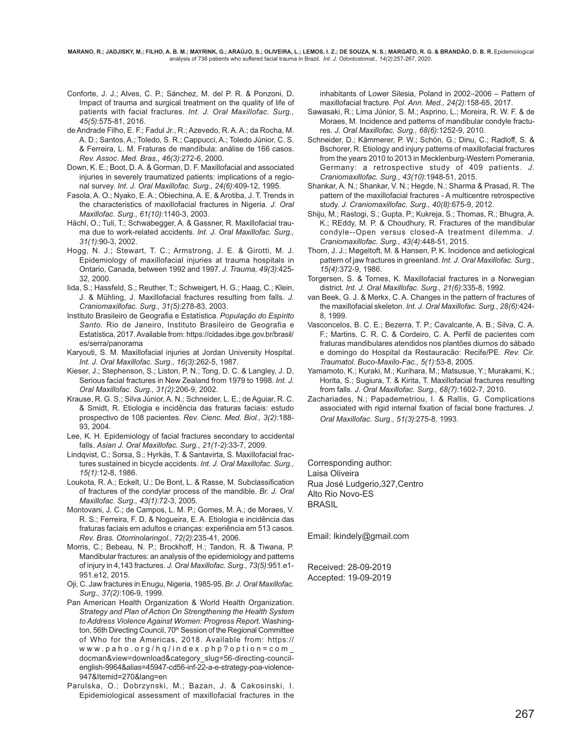Conforte, J. J.; Alves, C. P.; Sánchez, M. del P. R. & Ponzoni, D. Impact of trauma and surgical treatment on the quality of life of patients with facial fractures. *Int. J. Oral Maxillofac. Surg., 45(5)*:575-81, 2016.

de Andrade Filho, E. F.; Fadul Jr., R.; Azevedo, R. A. A.; da Rocha, M. A. D.; Santos, A.; Toledo, S. R.; Cappucci, A.; Toledo Júnior, C. S. & Ferreira, L. M. Fraturas de mandíbula: análise de 166 casos. *Rev. Assoc. Med. Bras., 46(3)*:272-6, 2000.

Down, K. E.; Boot, D. A. & Gorman, D. F. Maxillofacial and associated injuries in severely traumatized patients: implications of a regional survey. *Int. J. Oral Maxillofac. Surg., 24(6)*:409-12, 1995.

Fasola, A. O.; Nyako, E. A.; Obiechina, A. E. & Arotiba, J. T. Trends in the characteristics of maxillofacial fractures in Nigeria. *J. Oral Maxillofac. Surg., 61(10)*:1140-3, 2003.

Hächl, O.; Tuli, T.; Schwabegger, A. & Gassner, R. Maxillofacial trauma due to work-related accidents. *Int. J. Oral Maxillofac. Surg., 31(1)*:90-3, 2002.

Hogg, N. J.; Stewart, T. C.; Armstrong, J. E. & Girotti, M. J. Epidemiology of maxillofacial injuries at trauma hospitals in Ontario, Canada, between 1992 and 1997. *J. Trauma, 49(3)*:425-32, 2000.

Iida, S.; Hassfeld, S.; Reuther, T.; Schweigert, H. G.; Haag, C.; Klein, J. & Mühling, J. Maxillofacial fractures resulting from falls. *J. Craniomaxillofac. Surg., 31(5)*:278-83, 2003.

Instituto Brasileiro de Geografia e Estatística. *População do Espírito Santo*. Rio de Janeiro, Instituto Brasileiro de Geografia e Estatística, 2017. Available from: https://cidades.ibge.gov.br/brasil/es/serra/panorama

Karyouti, S. M. Maxillofacial injuries at Jordan University Hospital. *Int. J. Oral Maxillofac. Surg., 16(3)*:262-5, 1987.

Kieser, J.; Stephenson, S.; Liston, P. N.; Tong, D. C. & Langley, J. D. Serious facial fractures in New Zealand from 1979 to 1998. *Int. J. Oral Maxillofac. Surg., 31(2)*:206-9, 2002.

Krause, R. G. S.; Silva Júnior, A. N.; Schneider, L. E.; de Aguiar, R. C. & Smidt, R. Etiologia e incidência das fraturas faciais: estudo prospectivo de 108 pacientes. *Rev. Cienc. Med. Biol., 3(2)*:188-93, 2004.

Lee, K. H. Epidemiology of facial fractures secondary to accidental falls. *Asian J. Oral Maxillofac. Surg., 21(1-2)*:33-7, 2009.

Lindqvist, C.; Sorsa, S.; Hyrkäs, T. & Santavirta, S. Maxillofacial fractures sustained in bicycle accidents. *Int. J. Oral Maxillofac. Surg., 15(1)*:12-8, 1986.

Loukota, R. A.; Eckelt, U.; De Bont, L. & Rasse, M. Subclassification of fractures of the condylar process of the mandible. *Br. J. Oral Maxillofac. Surg., 43(1)*:72-3, 2005.

Montovani, J. C.; de Campos, L. M. P.; Gomes, M. A.; de Moraes, V. R. S.; Ferreira, F. D. & Nogueira, E. A. Etiologia e incidência das fraturas faciais em adultos e crianças: experiência em 513 casos. *Rev. Bras. Otorrinolaringol., 72(2)*:235-41, 2006.

Morris, C.; Bebeau, N. P.; Brockhoff, H.; Tandon, R. & Tiwana, P. Mandibular fractures: an analysis of the epidemiology and patterns of injury in 4,143 fractures. *J. Oral Maxillofac. Surg., 73(5)*:951.e1-951.e12, 2015.

Oji, C. Jaw fractures in Enugu, Nigeria, 1985-95. *Br. J. Oral Maxillofac. Surg., 37(2)*:106-9, 1999.

Pan American Health Organization & World Health Organization. *Strategy and Plan of Action On Strengthening the Health System to Address Violence Against Women: Progress Report.* Washington, 56th Directing Council, 70th Session of the Regional Committee of Who for the Americas, 2018. Available from: https://www.paho.org/hq/index.php?option=com_docman&view=download&category_slug=56-directing-council-english-9964&alias=45947-cd56-inf-22-a-e-strategy-poa-violence-947&Itemid=270&lang=en

Parulska, O.; Dobrzynski, M.; Bazan, J. & Cakosinski, I. Epidemiological assessment of maxillofacial fractures in the inhabitants of Lower Silesia, Poland in 2002–2006 – Pattern of maxillofacial fracture. *Pol. Ann. Med., 24(2)*:158-65, 2017.

Sawasaki, R.; Lima Júnior, S. M.; Asprino, L.; Moreira, R. W. F. & de Moraes, M. Incidence and patterns of mandibular condyle fractures. *J. Oral Maxillofac. Surg., 68(6)*:1252-9, 2010.

Schneider, D.; Kämmerer, P. W.; Schön, G.; Dinu, C.; Radloff, S. & Bschorer, R. Etiology and injury patterns of maxillofacial fractures from the years 2010 to 2013 in Mecklenburg-Western Pomerania, Germany: a retrospective study of 409 patients. *J. Craniomaxillofac. Surg., 43(10)*:1948-51, 2015.

Shankar, A. N.; Shankar, V. N.; Hegde, N.; Sharma & Prasad, R. The pattern of the maxillofacial fractures - A multicentre retrospective study. *J. Craniomaxillofac. Surg., 40(8)*:675-9, 2012.

Shiju, M.; Rastogi, S.; Gupta, P.; Kukreja, S.; Thomas, R.; Bhugra, A. K.; REddy, M. P. & Choudhury, R. Fractures of the mandibular condyle--Open versus closed-A treatment dilemma. *J. Craniomaxillofac. Surg., 43(4)*:448-51, 2015.

Thorn, J. J.; Møgeltoft, M. & Hansen, P. K. Incidence and aetiological pattern of jaw fractures in greenland. *Int. J. Oral Maxillofac. Surg., 15(4)*:372-9, 1986.

Torgersen, S. & Tornes, K. Maxillofacial fractures in a Norwegian district. *Int. J. Oral Maxillofac. Surg., 21(6)*:335-8, 1992.

van Beek, G. J. & Merkx, C. A. Changes in the pattern of fractures of the maxillofacial skeleton. *Int. J. Oral Maxillofac. Surg., 28(6)*:424-8, 1999.

Vasconcelos, B. C. E.; Bezerra, T. P.; Cavalcante, A. B.; Silva, C. A. F.; Martins, C. R. C. & Cordeiro, C. A. Perfil de pacientes com fraturas mandibulares atendidos nos plantões diurnos do sábado e domingo do Hospital da Restauracão: Recife/PE. *Rev. Cir. Traumatol. Buco-Maxilo-Fac., 5(1)*:53-8, 2005.

Yamamoto, K.; Kuraki, M.; Kurihara, M.; Matsusue, Y.; Murakami, K.; Horita, S.; Sugiura, T. & Kirita, T. Maxillofacial fractures resulting from falls. *J. Oral Maxillofac. Surg., 68(7)*:1602-7, 2010.

Zachariades, N.; Papademetriou, I. & Rallis, G. Complications associated with rigid internal fixation of facial bone fractures. *J. Oral Maxillofac. Surg., 51(3)*:275-8, 1993.

Corresponding author:
Laisa Oliveira
Rua José Ludgerio,327,Centro
Alto Rio Novo-ES
BRASIL

Email: lkindely@gmail.com

Received: 28-09-2019
Accepted: 19-09-2019